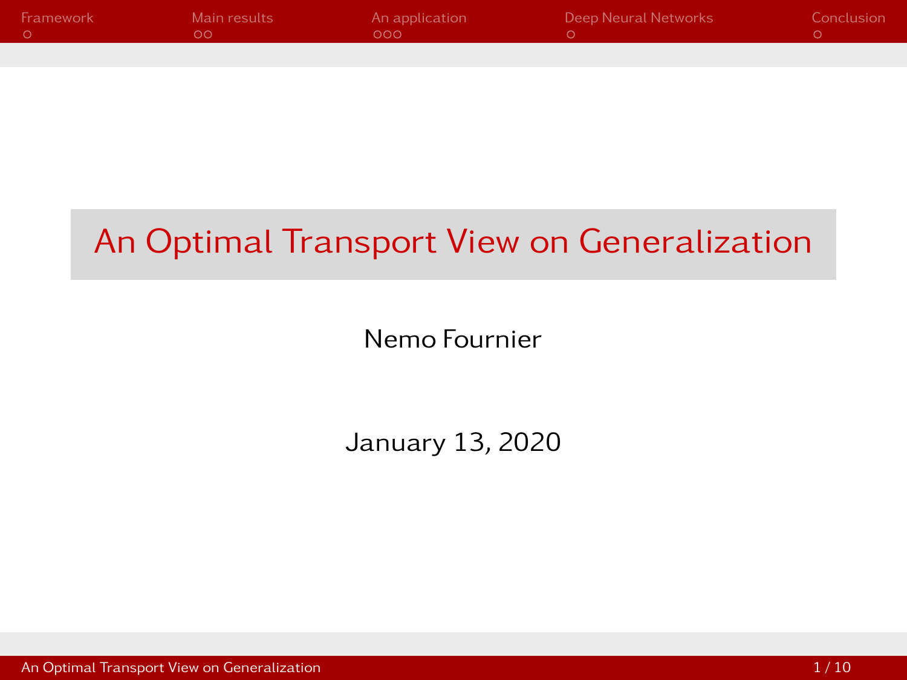# An Optimal Transport View on Generalization

Nemo Fournier

January 13, 2020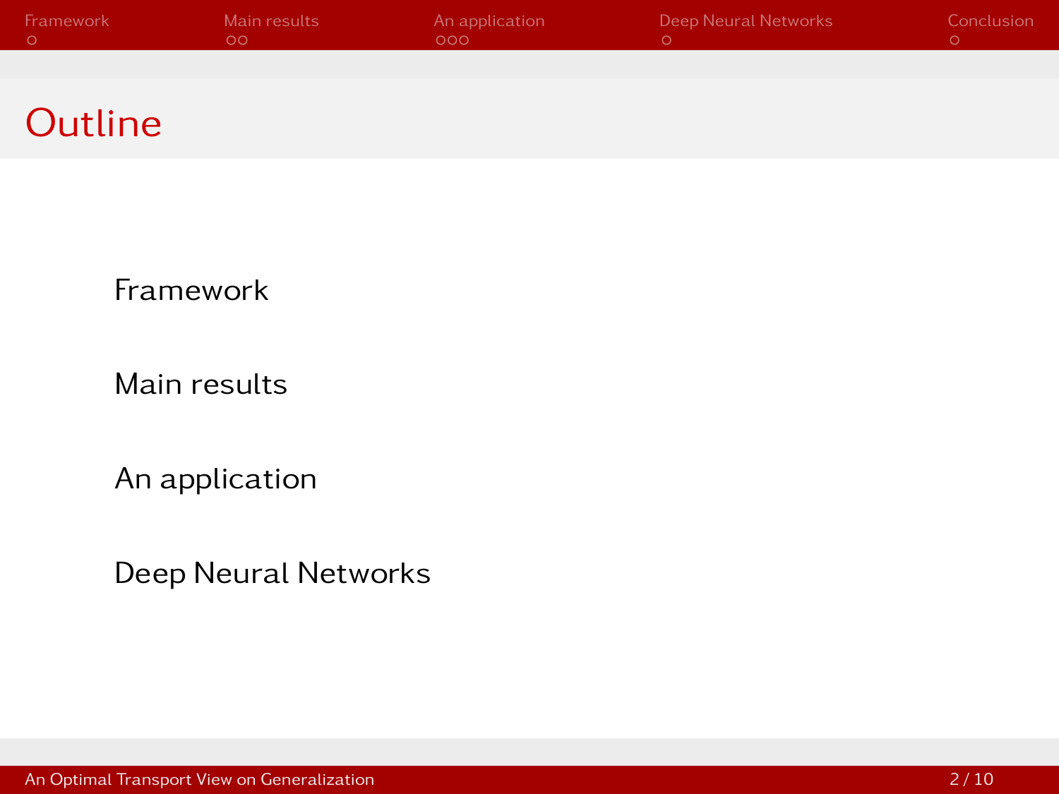# Outline

- Framework
- Main results
- An application
- Deep Neural Networks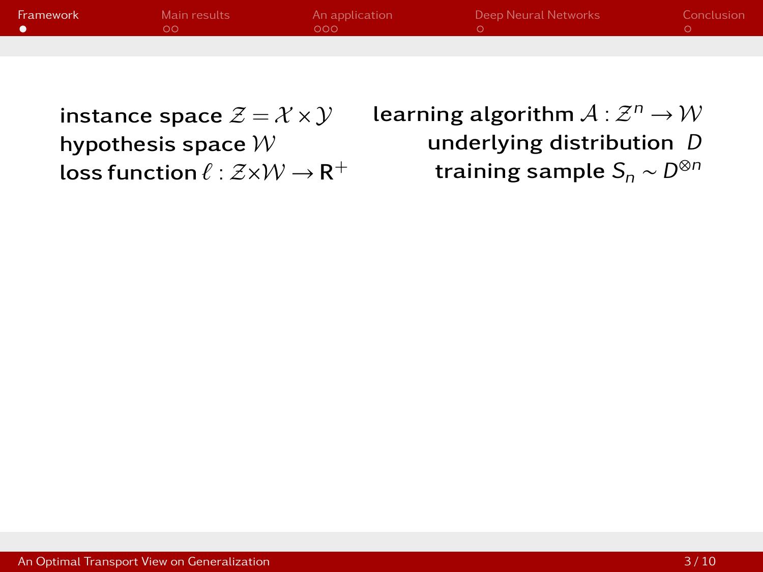instance space $\mathcal{Z} = \mathcal{X} \times \mathcal{Y}$
hypothesis space $\mathcal{W}$
loss function $\ell : \mathcal{Z} \times \mathcal{W} \to \mathrm{R}^+$

learning algorithm $\mathcal{A} : \mathcal{Z}^n \to \mathcal{W}$
underlying distribution $D$
training sample $S_n \sim D^{\otimes n}$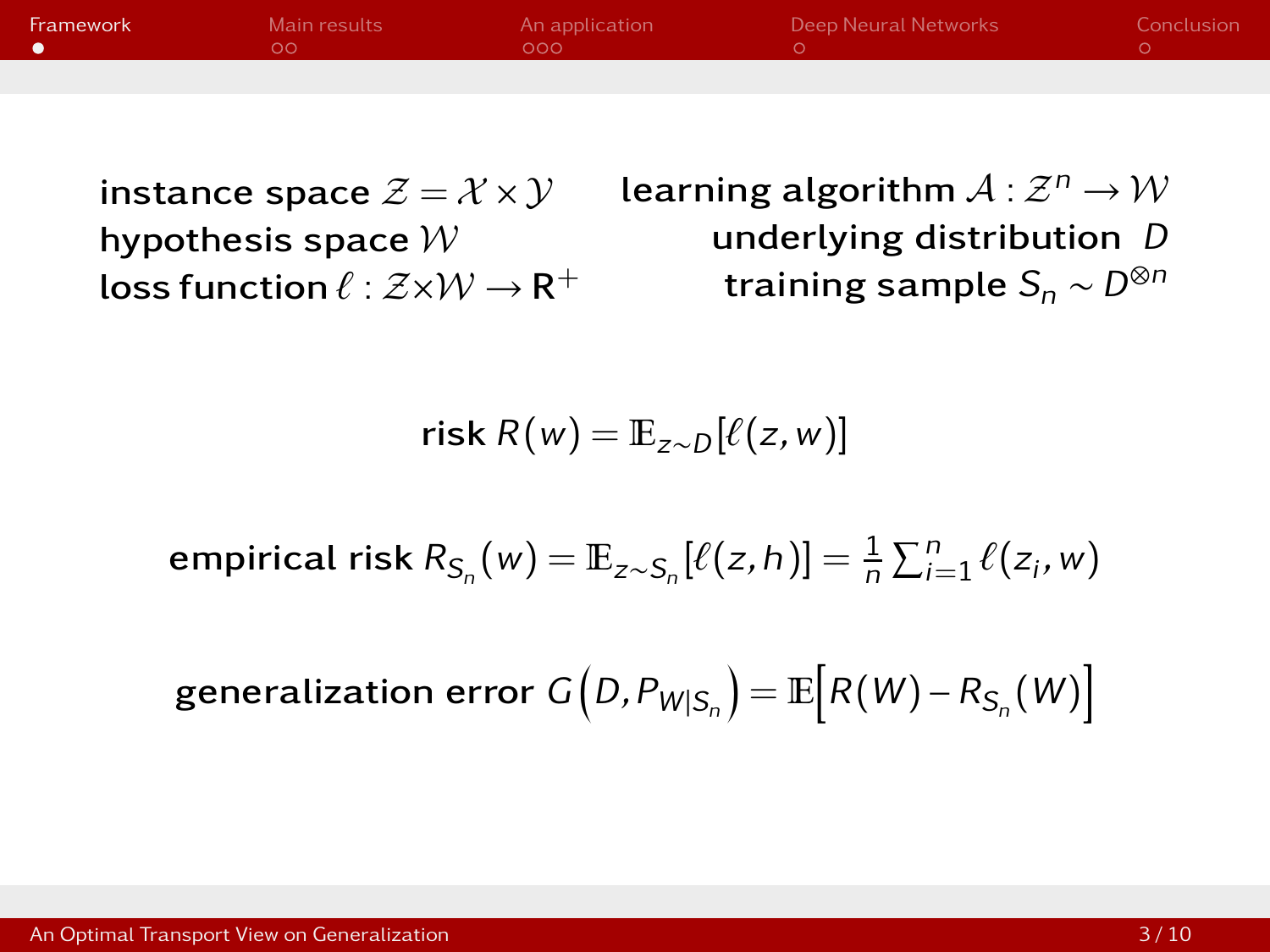instance space $\mathcal{Z} = \mathcal{X} \times \mathcal{Y}$

hypothesis space $\mathcal{W}$

loss function $\ell : \mathcal{Z} \times \mathcal{W} \to \mathrm{R}^+$

learning algorithm $\mathcal{A} : \mathcal{Z}^n \to \mathcal{W}$

underlying distribution $D$

training sample $S_n \sim D^{\otimes n}$

risk $R(w) = \mathbb{E}_{z \sim D}[\ell(z, w)]$

empirical risk $R_{S_n}(w) = \mathbb{E}_{z \sim S_n}[\ell(z, h)] = \frac{1}{n} \sum_{i=1}^{n} \ell(z_i, w)$

generalization error $G\left(D, P_{W|S_n}\right) = \mathbb{E}\left[R(W) - R_{S_n}(W)\right]$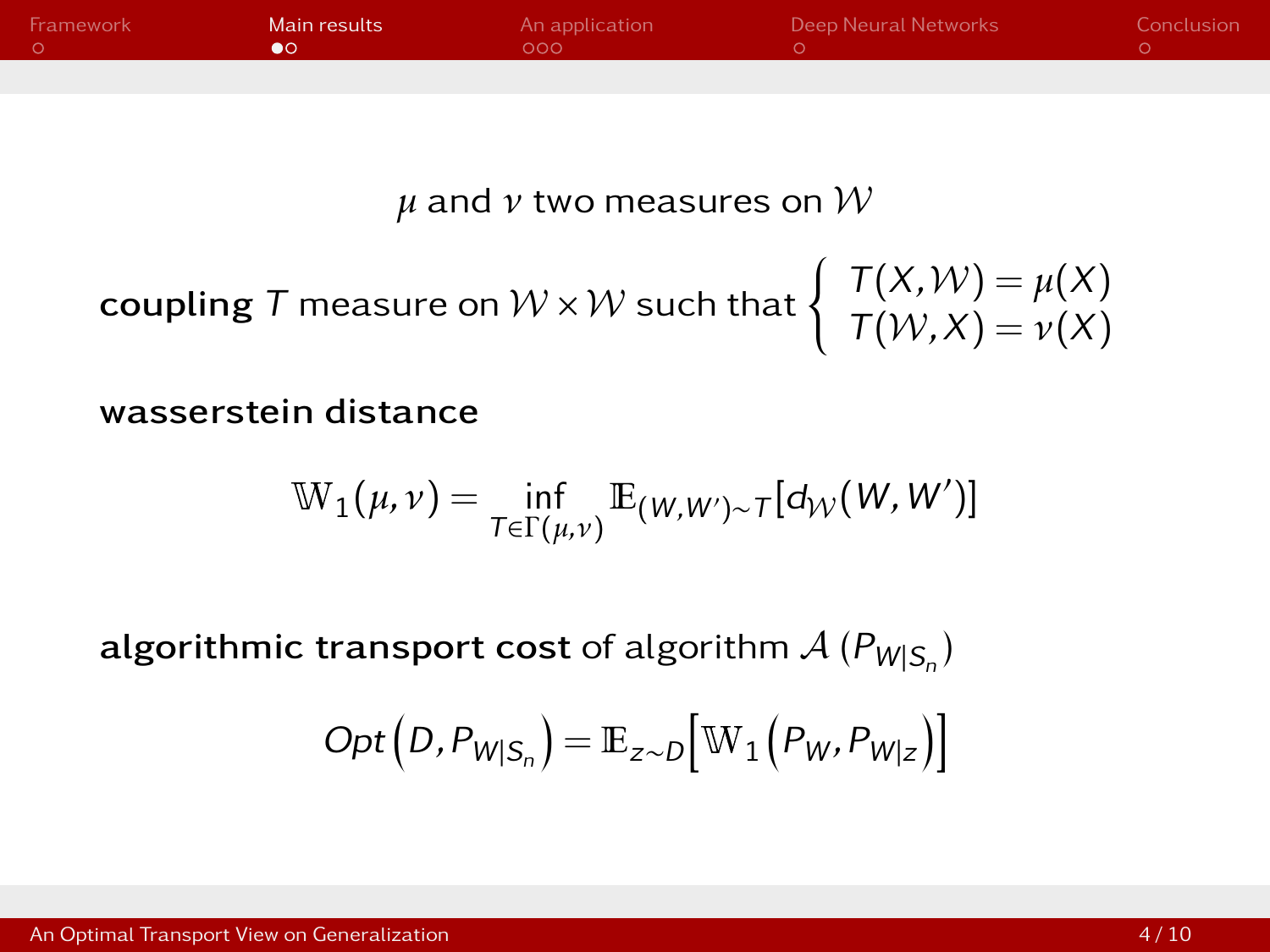$\mu$ and $\nu$ two measures on $\mathcal{W}$

**coupling** $T$ measure on $\mathcal{W} \times \mathcal{W}$ such that $\begin{cases} T(X, \mathcal{W}) = \mu(X) \\ T(\mathcal{W}, X) = \nu(X) \end{cases}$

**wasserstein distance**

$$\mathbb{W}_1(\mu, \nu) = \inf_{T \in \Gamma(\mu,\nu)} \mathbb{E}_{(W,W') \sim T}[d_{\mathcal{W}}(W, W')]$$

**algorithmic transport cost** of algorithm $\mathcal{A}$ ($P_{W|S_n}$)

$$Opt\left(D, P_{W|S_n}\right) = \mathbb{E}_{z \sim D}\left[\mathbb{W}_1\left(P_W, P_{W|z}\right)\right]$$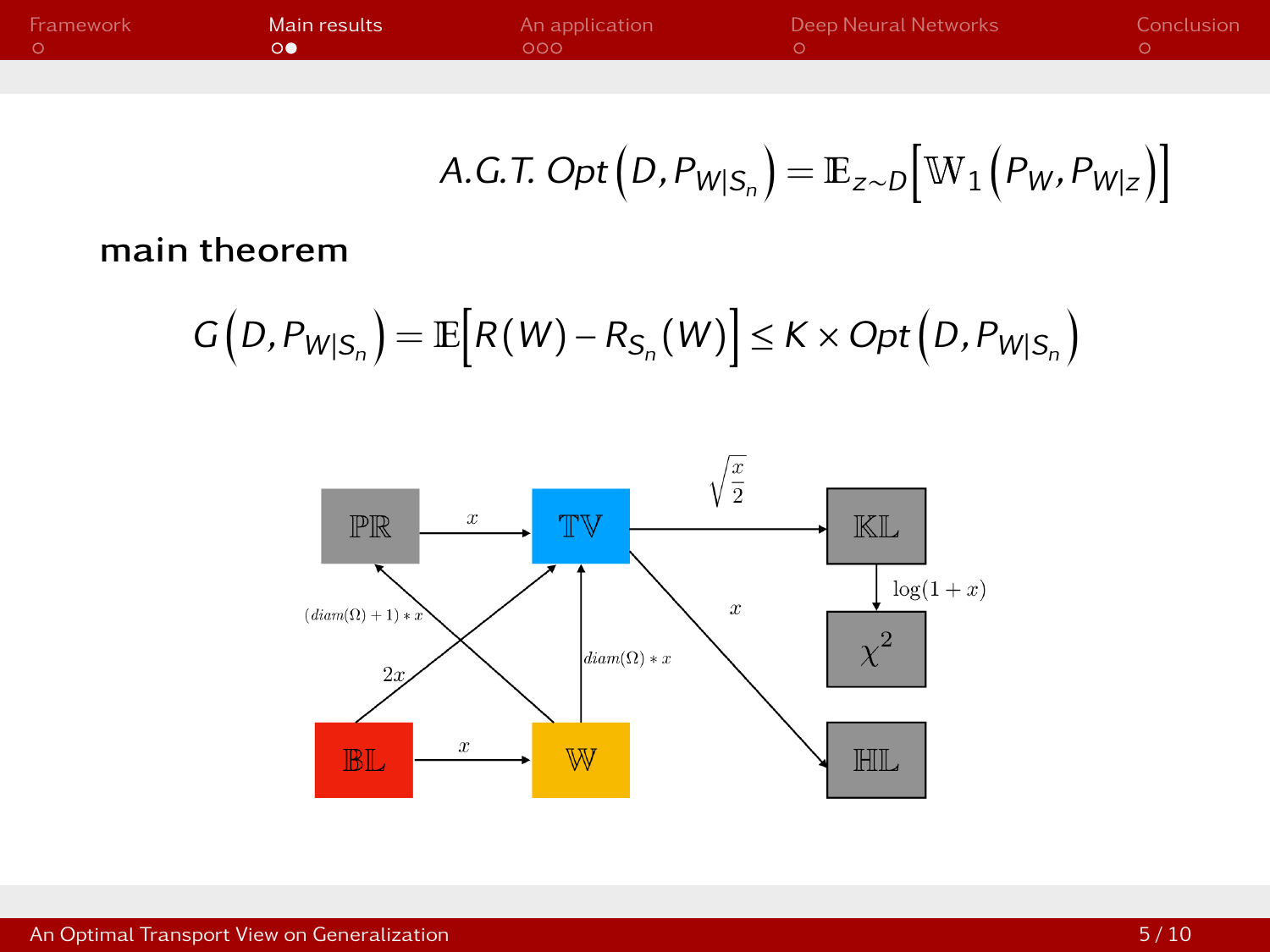$$A.G.T.\ Opt\left(D, P_{W|S_n}\right) = \mathbb{E}_{z \sim D}\left[\mathbb{W}_1\left(P_W, P_{W|z}\right)\right]$$

**main theorem**

$$G\left(D, P_{W|S_n}\right) = \mathbb{E}\left[R(W) - R_{S_n}(W)\right] \leq K \times Opt\left(D, P_{W|S_n}\right)$$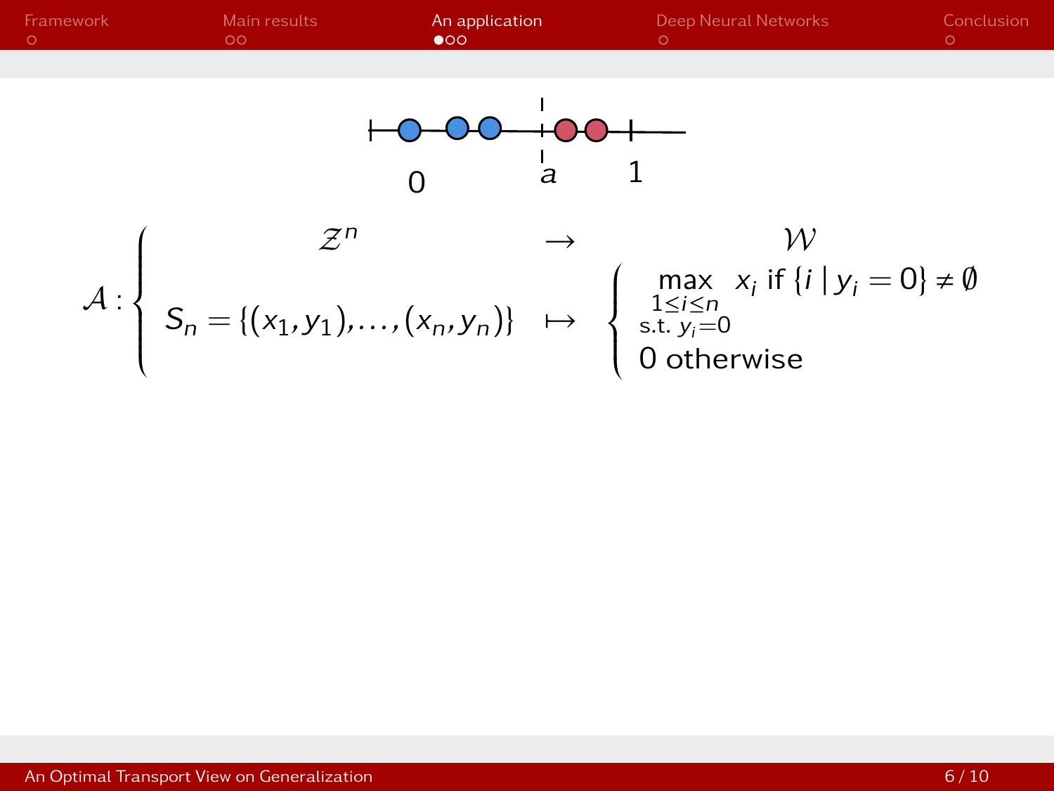$$\mathcal{A} : \begin{cases} \mathcal{Z}^n & \rightarrow & \mathcal{W} \\ S_n = \{(x_1, y_1), \ldots, (x_n, y_n)\} & \mapsto & \begin{cases} \max\limits_{\substack{1 \le i \le n \\ \text{s.t. } y_i = 0}} x_i \text{ if } \{i \mid y_i = 0\} \neq \emptyset \\ 0 \text{ otherwise} \end{cases} \end{cases}$$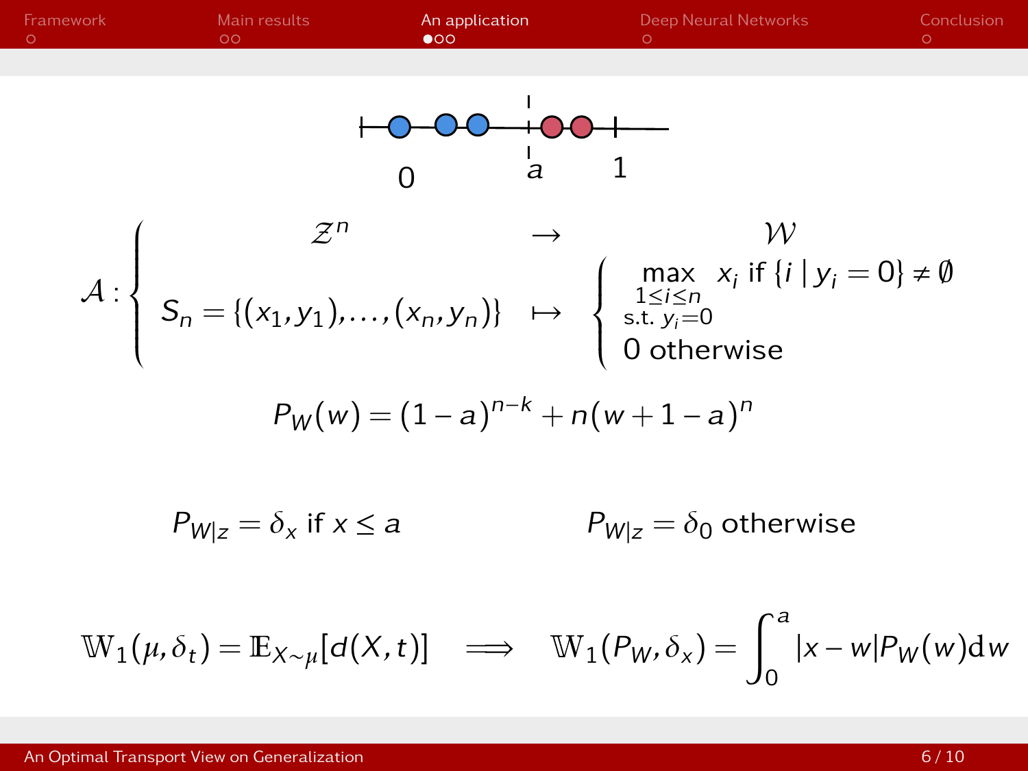$$\mathcal{A}: \begin{cases} \mathcal{Z}^n & \rightarrow & \mathcal{W} \\ S_n = \{(x_1, y_1), \ldots, (x_n, y_n)\} & \mapsto & \begin{cases} \max\limits_{\substack{1 \leq i \leq n \\ \text{s.t. } y_i = 0}} x_i \text{ if } \{i \mid y_i = 0\} \neq \emptyset \\ 0 \text{ otherwise} \end{cases} \end{cases}$$

$$P_W(w) = (1-a)^{n-k} + n(w+1-a)^n$$

$$P_{W|z} = \delta_x \text{ if } x \leq a \qquad\qquad P_{W|z} = \delta_0 \text{ otherwise}$$

$$\mathbb{W}_1(\mu, \delta_t) = \mathbb{E}_{X \sim \mu}[d(X,t)] \implies \mathbb{W}_1(P_W, \delta_x) = \int_0^a |x-w| P_W(w) \mathrm{d}w$$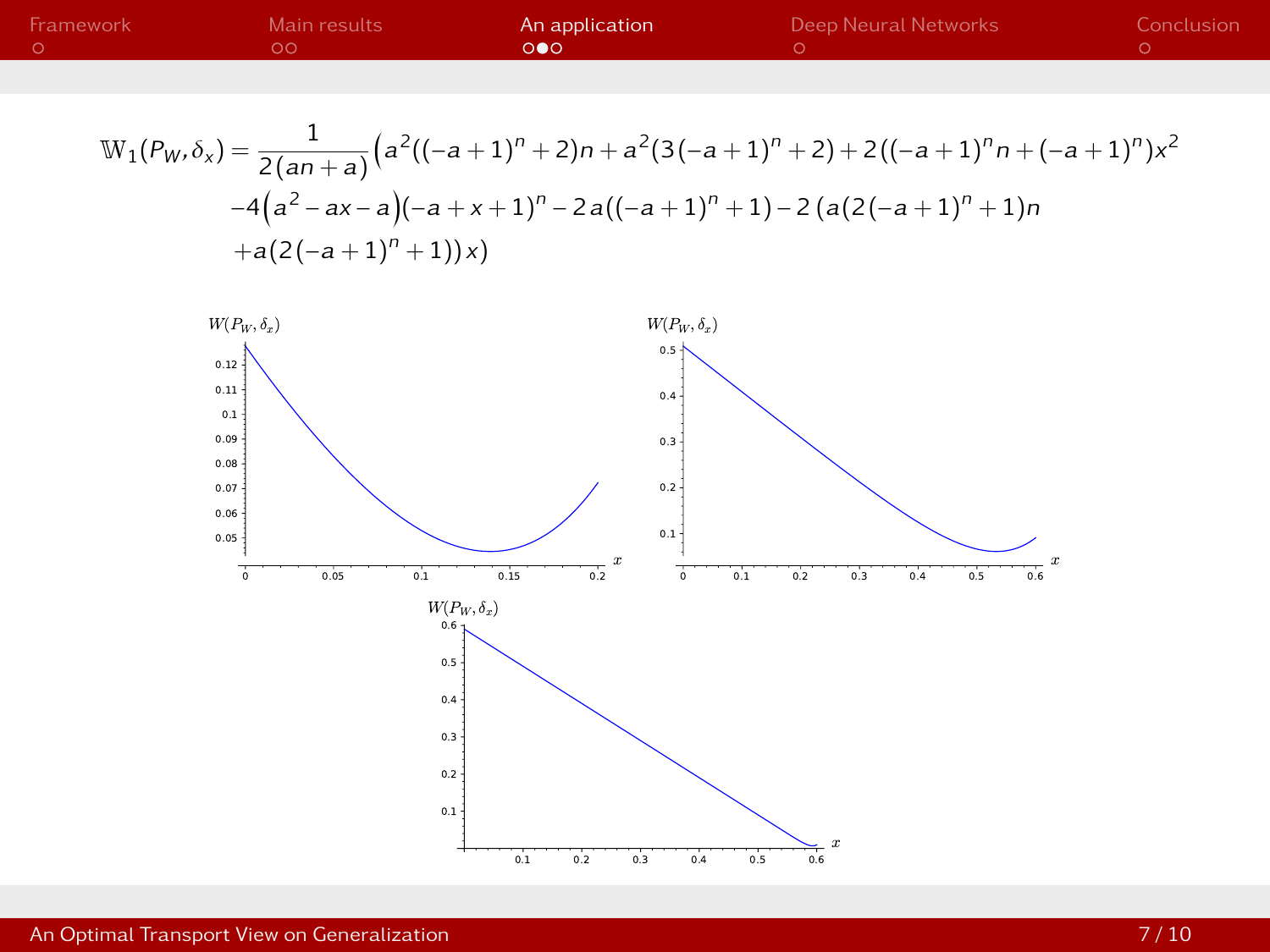$$
\mathbb{W}_1(P_W, \delta_x) = \frac{1}{2(an+a)}\Big(a^2((-a+1)^n+2)n + a^2(3(-a+1)^n+2) + 2((-a+1)^n n + (-a+1)^n)x^2
$$
$$
-4\Big(a^2 - ax - a\Big)(-a+x+1)^n - 2a((-a+1)^n+1) - 2\left(a(2(-a+1)^n+1)n\right.
$$
$$
\left. + a(2(-a+1)^n+1)\right)x\Big)
$$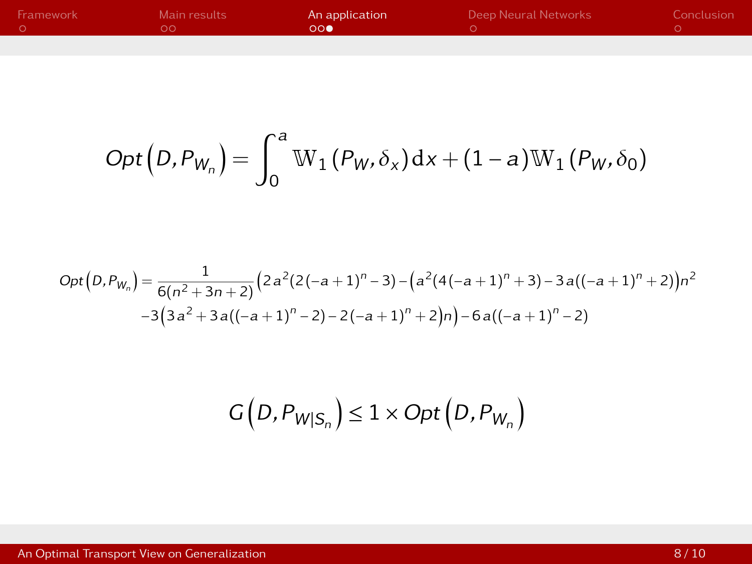$$Opt\left(D, P_{W_n}\right) = \int_0^a \mathbb{W}_1\left(P_W, \delta_x\right) \mathrm{d}x + (1-a)\mathbb{W}_1\left(P_W, \delta_0\right)$$

$$Opt\left(D, P_{W_n}\right) = \frac{1}{6(n^2+3n+2)}\Big(2a^2(2(-a+1)^n-3) - \Big(a^2(4(-a+1)^n+3) - 3a((-a+1)^n+2)\Big)n^2 \\ -3\Big(3a^2+3a((-a+1)^n-2) - 2(-a+1)^n+2\Big)n\Big) - 6a((-a+1)^n-2)$$

$$G\left(D, P_{W|S_n}\right) \leq 1 \times Opt\left(D, P_{W_n}\right)$$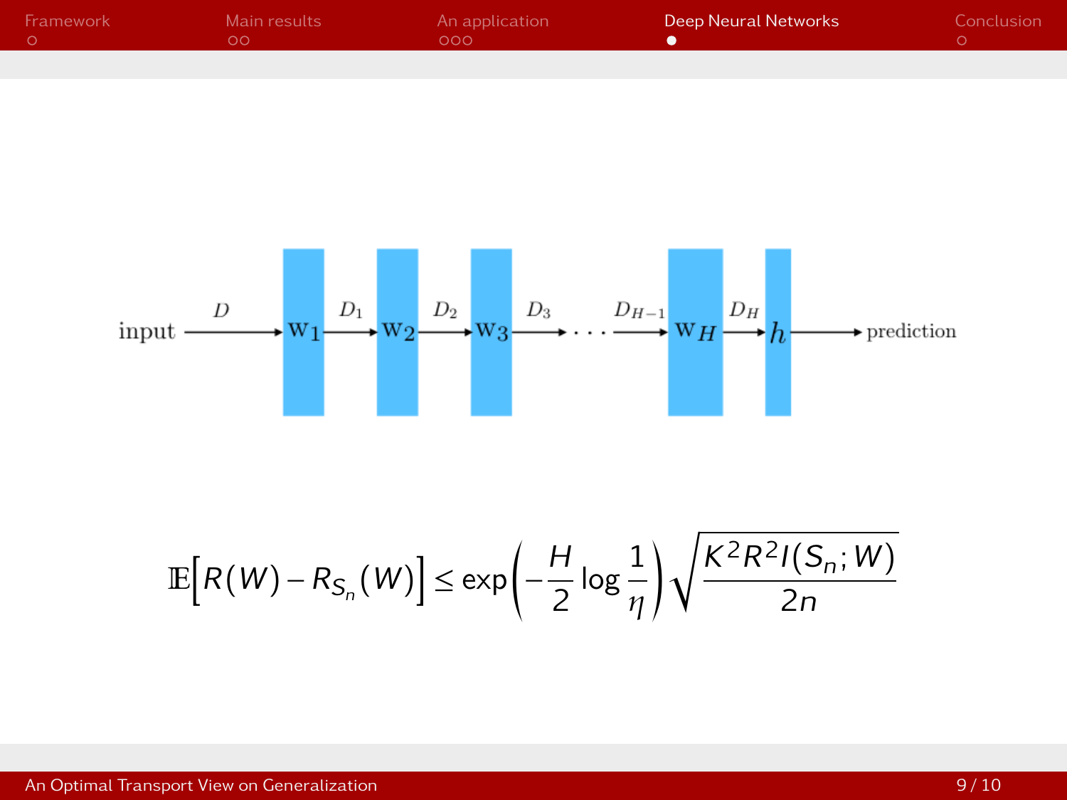input $\xrightarrow{D}$ $\mathbf{w}_1$ $\xrightarrow{D_1}$ $\mathbf{w}_2$ $\xrightarrow{D_2}$ $\mathbf{w}_3$ $\xrightarrow{D_3}$ $\cdots$ $\xrightarrow{D_{H-1}}$ $\mathbf{w}_H$ $\xrightarrow{D_H}$ $h$ $\longrightarrow$ prediction

$$\mathbb{E}\Big[R(W) - R_{S_n}(W)\Big] \leq \exp\left(-\frac{H}{2}\log\frac{1}{\eta}\right)\sqrt{\frac{K^2R^2I(S_n;W)}{2n}}$$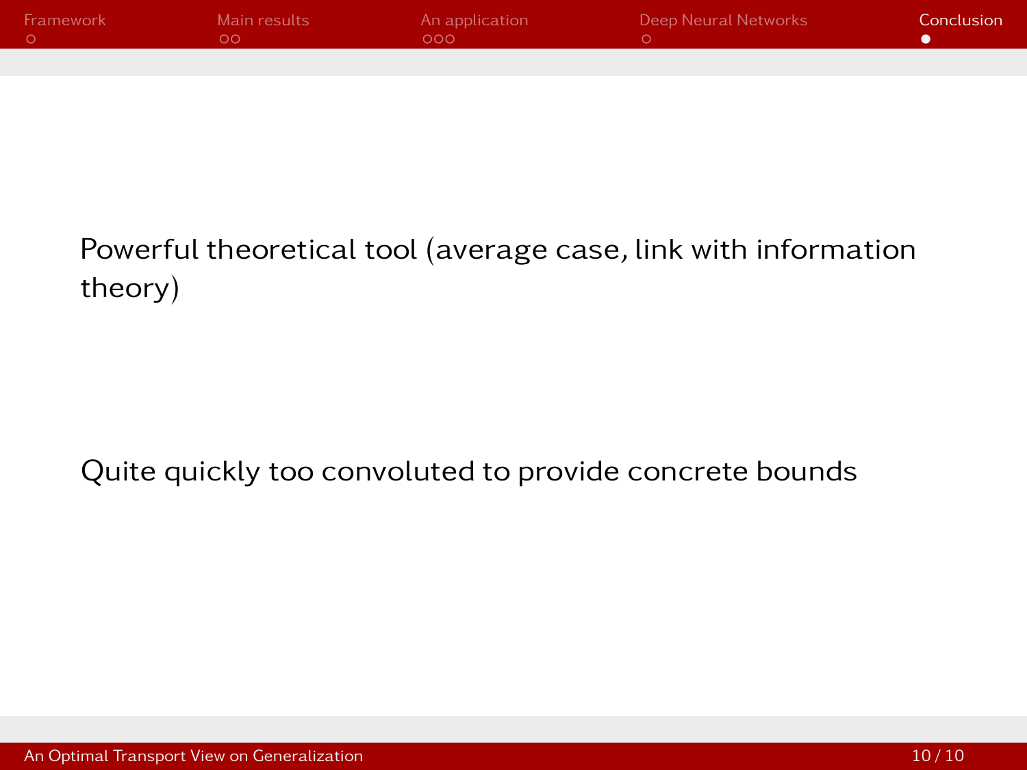Powerful theoretical tool (average case, link with information theory)

Quite quickly too convoluted to provide concrete bounds